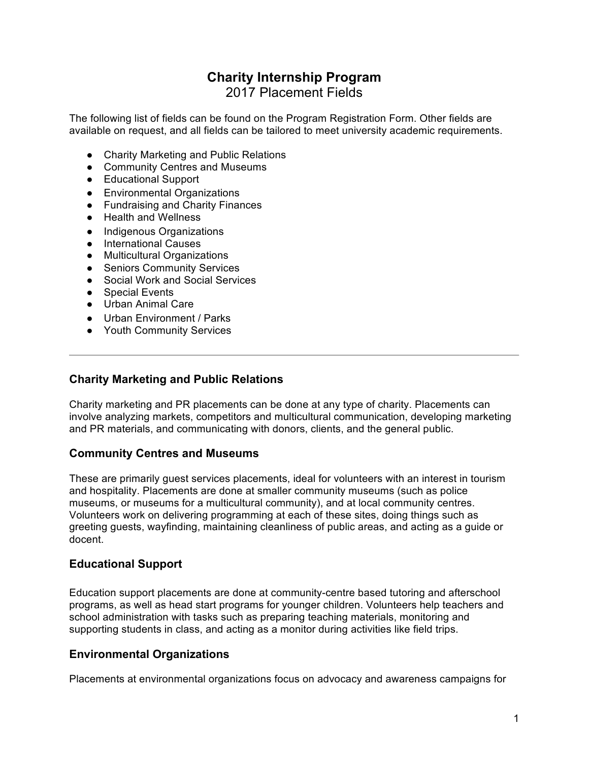# Charity Internship Program

2017 Placement Fields

The following list of fields can be found on the Program Registration Form. Other fields are available on request, and all fields can be tailored to meet university academic requirements.

- Charity Marketing and Public Relations
- Community Centres and Museums
- Educational Support
- Environmental Organizations
- Fundraising and Charity Finances
- Health and Wellness
- Indigenous Organizations
- International Causes
- Multicultural Organizations
- Seniors Community Services
- Social Work and Social Services
- Special Events
- Urban Animal Care
- Urban Environment / Parks
- Youth Community Services

---

## Charity Marketing and Public Relations

Charity marketing and PR placements can be done at any type of charity. Placements can involve analyzing markets, competitors and multicultural communication, developing marketing and PR materials, and communicating with donors, clients, and the general public.

## Community Centres and Museums

These are primarily guest services placements, ideal for volunteers with an interest in tourism and hospitality. Placements are done at smaller community museums (such as police museums, or museums for a multicultural community), and at local community centres. Volunteers work on delivering programming at each of these sites, doing things such as greeting guests, wayfinding, maintaining cleanliness of public areas, and acting as a guide or docent.

## Educational Support

Education support placements are done at community-centre based tutoring and afterschool programs, as well as head start programs for younger children. Volunteers help teachers and school administration with tasks such as preparing teaching materials, monitoring and supporting students in class, and acting as a monitor during activities like field trips.

## Environmental Organizations

Placements at environmental organizations focus on advocacy and awareness campaigns for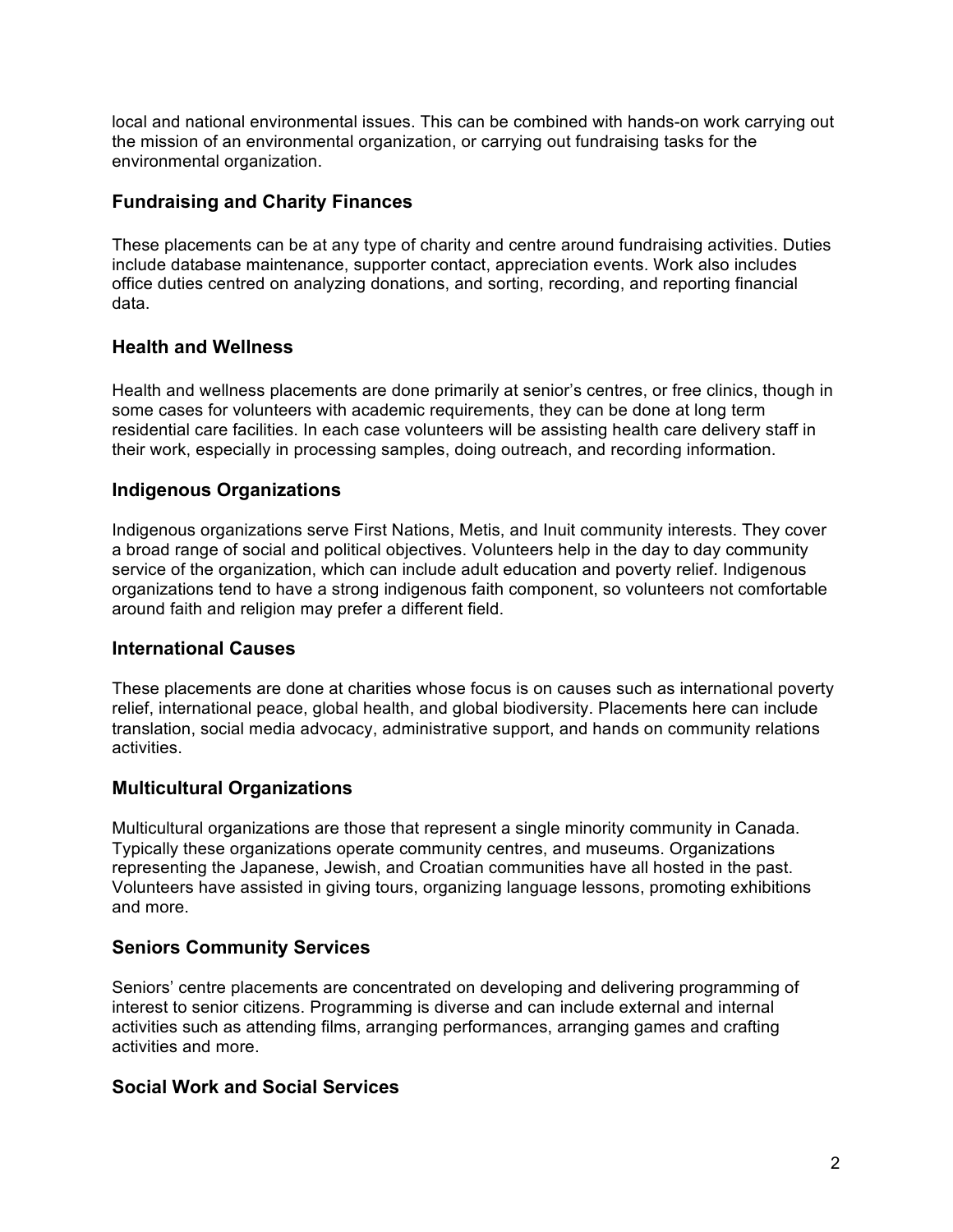local and national environmental issues. This can be combined with hands-on work carrying out the mission of an environmental organization, or carrying out fundraising tasks for the environmental organization.

### Fundraising and Charity Finances

These placements can be at any type of charity and centre around fundraising activities. Duties include database maintenance, supporter contact, appreciation events. Work also includes office duties centred on analyzing donations, and sorting, recording, and reporting financial data.

### Health and Wellness

Health and wellness placements are done primarily at senior's centres, or free clinics, though in some cases for volunteers with academic requirements, they can be done at long term residential care facilities. In each case volunteers will be assisting health care delivery staff in their work, especially in processing samples, doing outreach, and recording information.

### Indigenous Organizations

Indigenous organizations serve First Nations, Metis, and Inuit community interests. They cover a broad range of social and political objectives. Volunteers help in the day to day community service of the organization, which can include adult education and poverty relief. Indigenous organizations tend to have a strong indigenous faith component, so volunteers not comfortable around faith and religion may prefer a different field.

### International Causes

These placements are done at charities whose focus is on causes such as international poverty relief, international peace, global health, and global biodiversity. Placements here can include translation, social media advocacy, administrative support, and hands on community relations activities.

### Multicultural Organizations

Multicultural organizations are those that represent a single minority community in Canada. Typically these organizations operate community centres, and museums. Organizations representing the Japanese, Jewish, and Croatian communities have all hosted in the past. Volunteers have assisted in giving tours, organizing language lessons, promoting exhibitions and more.

### Seniors Community Services

Seniors' centre placements are concentrated on developing and delivering programming of interest to senior citizens. Programming is diverse and can include external and internal activities such as attending films, arranging performances, arranging games and crafting activities and more.

### Social Work and Social Services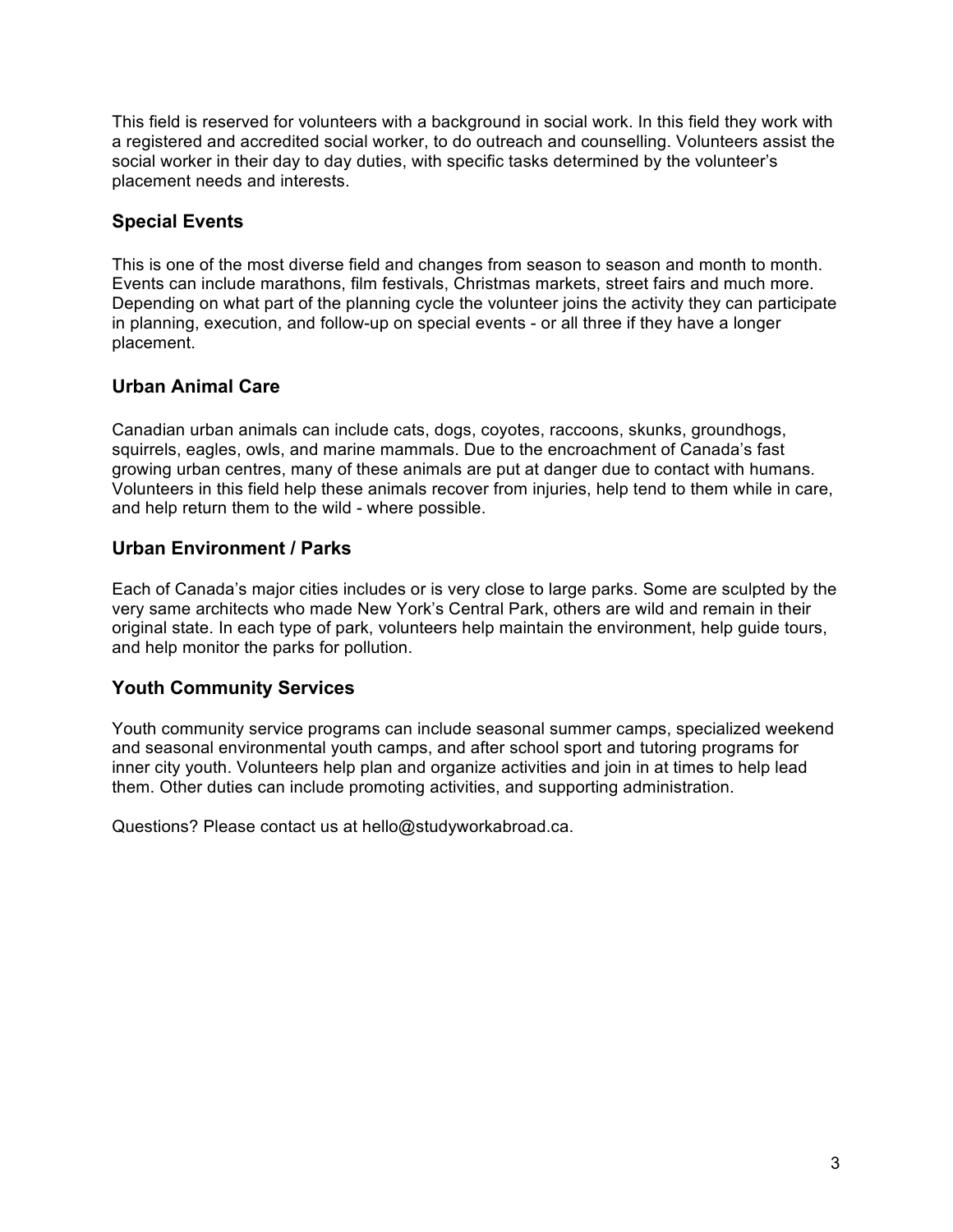This field is reserved for volunteers with a background in social work. In this field they work with a registered and accredited social worker, to do outreach and counselling. Volunteers assist the social worker in their day to day duties, with specific tasks determined by the volunteer's placement needs and interests.

### Special Events

This is one of the most diverse field and changes from season to season and month to month. Events can include marathons, film festivals, Christmas markets, street fairs and much more. Depending on what part of the planning cycle the volunteer joins the activity they can participate in planning, execution, and follow-up on special events - or all three if they have a longer placement.

### Urban Animal Care

Canadian urban animals can include cats, dogs, coyotes, raccoons, skunks, groundhogs, squirrels, eagles, owls, and marine mammals. Due to the encroachment of Canada's fast growing urban centres, many of these animals are put at danger due to contact with humans. Volunteers in this field help these animals recover from injuries, help tend to them while in care, and help return them to the wild - where possible.

### Urban Environment / Parks

Each of Canada's major cities includes or is very close to large parks. Some are sculpted by the very same architects who made New York's Central Park, others are wild and remain in their original state. In each type of park, volunteers help maintain the environment, help guide tours, and help monitor the parks for pollution.

### Youth Community Services

Youth community service programs can include seasonal summer camps, specialized weekend and seasonal environmental youth camps, and after school sport and tutoring programs for inner city youth. Volunteers help plan and organize activities and join in at times to help lead them. Other duties can include promoting activities, and supporting administration.

Questions? Please contact us at hello@studyworkabroad.ca.